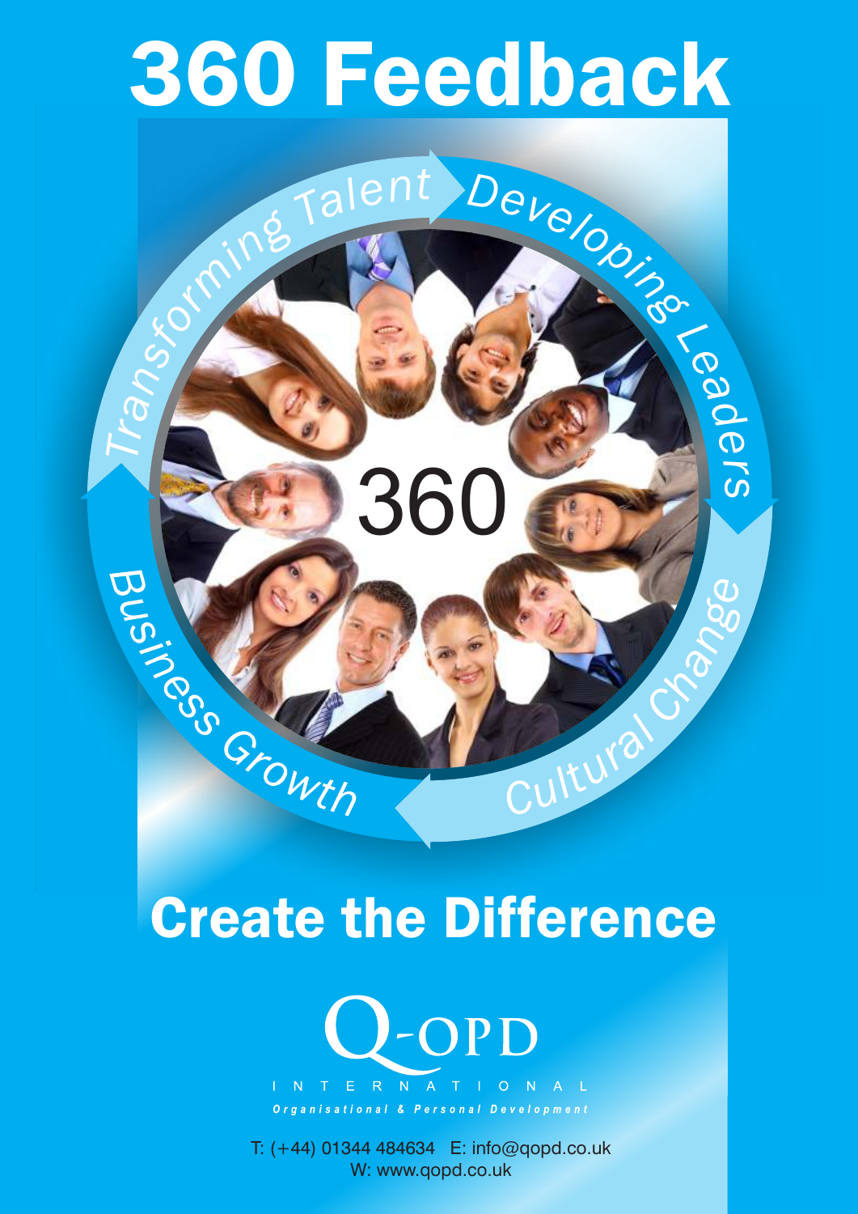# 360 Feedback

Transforming Talent

Developing Leaders

Cultural Change

Business Growth

360

## Create the Difference

Q-OPD

INTERNATIONAL

*Organisational & Personal Development*

T: (+44) 01344 484634 E: info@qopd.co.uk
W: www.qopd.co.uk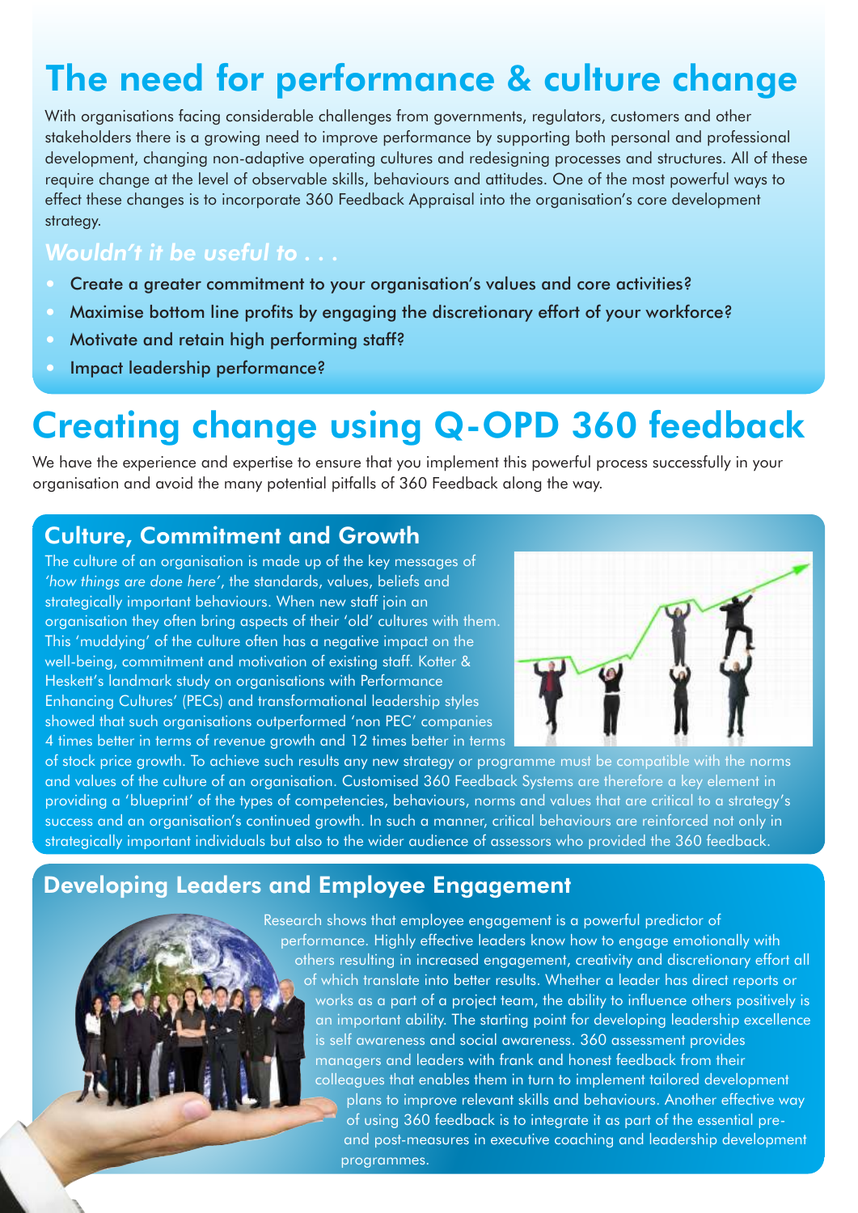# The need for performance & culture change

With organisations facing considerable challenges from governments, regulators, customers and other stakeholders there is a growing need to improve performance by supporting both personal and professional development, changing non-adaptive operating cultures and redesigning processes and structures. All of these require change at the level of observable skills, behaviours and attitudes. One of the most powerful ways to effect these changes is to incorporate 360 Feedback Appraisal into the organisation's core development strategy.

### *Wouldn't it be useful to . . .*

- Create a greater commitment to your organisation's values and core activities?
- Maximise bottom line profits by engaging the discretionary effort of your workforce?
- Motivate and retain high performing staff?
- Impact leadership performance?

# Creating change using Q-OPD 360 feedback

We have the experience and expertise to ensure that you implement this powerful process successfully in your organisation and avoid the many potential pitfalls of 360 Feedback along the way.

## Culture, Commitment and Growth

The culture of an organisation is made up of the key messages of *'how things are done here'*, the standards, values, beliefs and strategically important behaviours. When new staff join an organisation they often bring aspects of their 'old' cultures with them. This 'muddying' of the culture often has a negative impact on the well-being, commitment and motivation of existing staff. Kotter & Heskett's landmark study on organisations with Performance Enhancing Cultures' (PECs) and transformational leadership styles showed that such organisations outperformed 'non PEC' companies 4 times better in terms of revenue growth and 12 times better in terms of stock price growth. To achieve such results any new strategy or programme must be compatible with the norms and values of the culture of an organisation. Customised 360 Feedback Systems are therefore a key element in providing a 'blueprint' of the types of competencies, behaviours, norms and values that are critical to a strategy's success and an organisation's continued growth. In such a manner, critical behaviours are reinforced not only in strategically important individuals but also to the wider audience of assessors who provided the 360 feedback.

## Developing Leaders and Employee Engagement

Research shows that employee engagement is a powerful predictor of performance. Highly effective leaders know how to engage emotionally with others resulting in increased engagement, creativity and discretionary effort all of which translate into better results. Whether a leader has direct reports or works as a part of a project team, the ability to influence others positively is an important ability. The starting point for developing leadership excellence is self awareness and social awareness. 360 assessment provides managers and leaders with frank and honest feedback from their colleagues that enables them in turn to implement tailored development plans to improve relevant skills and behaviours. Another effective way of using 360 feedback is to integrate it as part of the essential pre- and post-measures in executive coaching and leadership development programmes.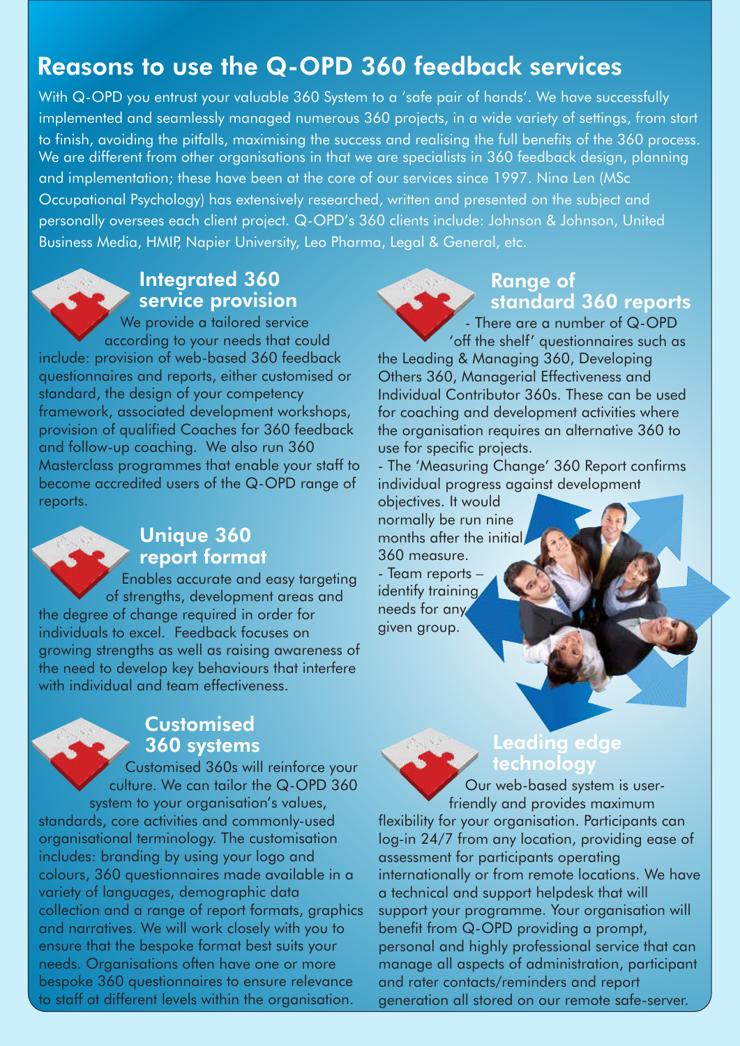# Reasons to use the Q-OPD 360 feedback services

With Q-OPD you entrust your valuable 360 System to a 'safe pair of hands'. We have successfully implemented and seamlessly managed numerous 360 projects, in a wide variety of settings, from start to finish, avoiding the pitfalls, maximising the success and realising the full benefits of the 360 process. We are different from other organisations in that we are specialists in 360 feedback design, planning and implementation; these have been at the core of our services since 1997. Nina Len (MSc Occupational Psychology) has extensively researched, written and presented on the subject and personally oversees each client project. Q-OPD's 360 clients include: Johnson & Johnson, United Business Media, HMIP, Napier University, Leo Pharma, Legal & General, etc.

## Integrated 360 service provision

We provide a tailored service according to your needs that could include: provision of web-based 360 feedback questionnaires and reports, either customised or standard, the design of your competency framework, associated development workshops, provision of qualified Coaches for 360 feedback and follow-up coaching. We also run 360 Masterclass programmes that enable your staff to become accredited users of the Q-OPD range of reports.

## Unique 360 report format

Enables accurate and easy targeting of strengths, development areas and the degree of change required in order for individuals to excel. Feedback focuses on growing strengths as well as raising awareness of the need to develop key behaviours that interfere with individual and team effectiveness.

## Customised 360 systems

Customised 360s will reinforce your culture. We can tailor the Q-OPD 360 system to your organisation's values, standards, core activities and commonly-used organisational terminology. The customisation includes: branding by using your logo and colours, 360 questionnaires made available in a variety of languages, demographic data collection and a range of report formats, graphics and narratives. We will work closely with you to ensure that the bespoke format best suits your needs. Organisations often have one or more bespoke 360 questionnaires to ensure relevance to staff at different levels within the organisation.

## Range of standard 360 reports

- There are a number of Q-OPD 'off the shelf' questionnaires such as the Leading & Managing 360, Developing Others 360, Managerial Effectiveness and Individual Contributor 360s. These can be used for coaching and development activities where the organisation requires an alternative 360 to use for specific projects.
- The 'Measuring Change' 360 Report confirms individual progress against development objectives. It would normally be run nine months after the initial 360 measure.
- Team reports – identify training needs for any given group.

## Leading edge technology

Our web-based system is user-friendly and provides maximum flexibility for your organisation. Participants can log-in 24/7 from any location, providing ease of assessment for participants operating internationally or from remote locations. We have a technical and support helpdesk that will support your programme. Your organisation will benefit from Q-OPD providing a prompt, personal and highly professional service that can manage all aspects of administration, participant and rater contacts/reminders and report generation all stored on our remote safe-server.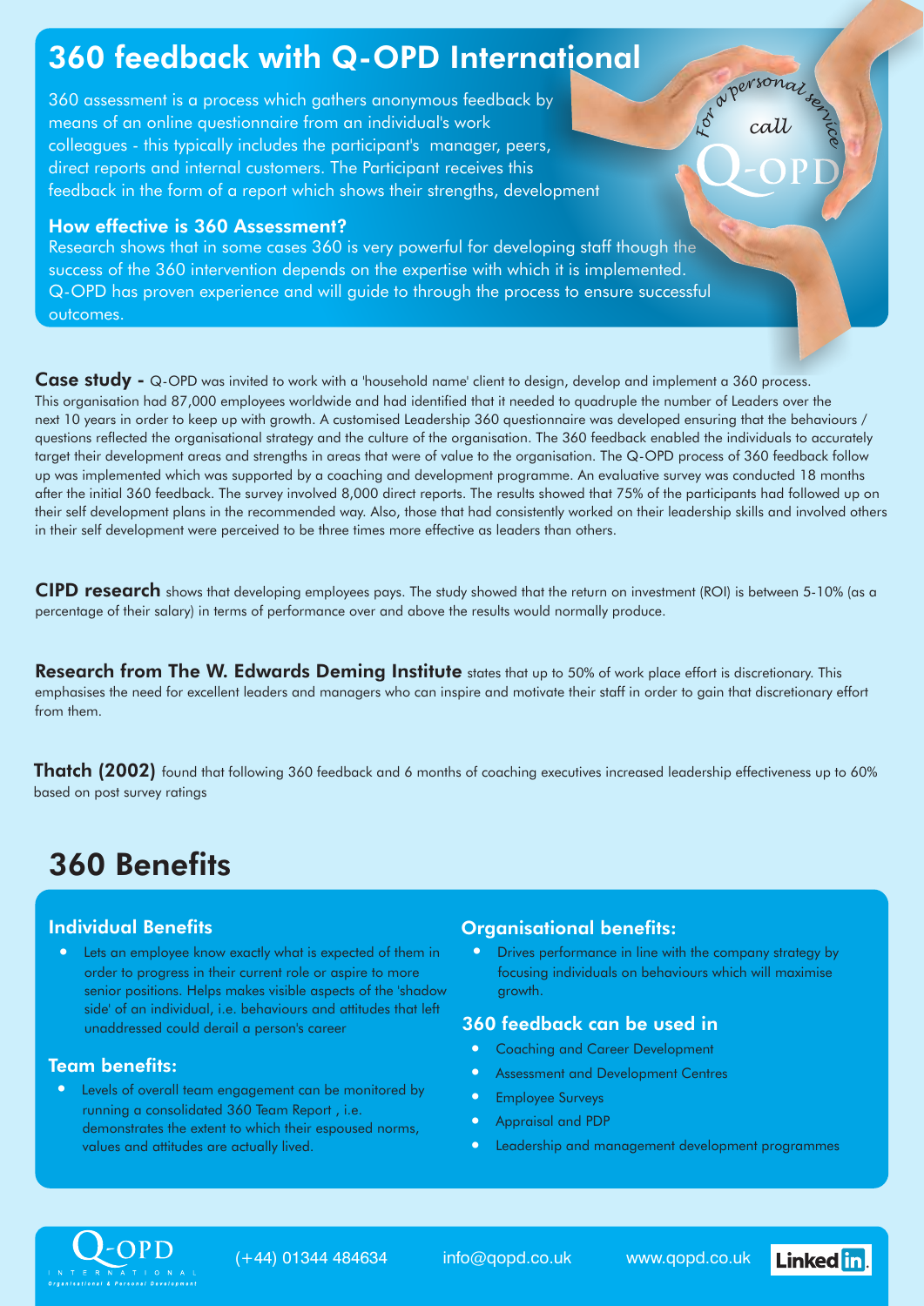# 360 feedback with Q-OPD International

360 assessment is a process which gathers anonymous feedback by means of an online questionnaire from an individual's work colleagues - this typically includes the participant's manager, peers, direct reports and internal customers. The Participant receives this feedback in the form of a report which shows their strengths, development

*For a personal service* call Q-OPD

## How effective is 360 Assessment?

Research shows that in some cases 360 is very powerful for developing staff though the success of the 360 intervention depends on the expertise with which it is implemented. Q-OPD has proven experience and will guide to through the process to ensure successful outcomes.

**Case study -** Q-OPD was invited to work with a 'household name' client to design, develop and implement a 360 process. This organisation had 87,000 employees worldwide and had identified that it needed to quadruple the number of Leaders over the next 10 years in order to keep up with growth. A customised Leadership 360 questionnaire was developed ensuring that the behaviours / questions reflected the organisational strategy and the culture of the organisation. The 360 feedback enabled the individuals to accurately target their development areas and strengths in areas that were of value to the organisation. The Q-OPD process of 360 feedback follow up was implemented which was supported by a coaching and development programme. An evaluative survey was conducted 18 months after the initial 360 feedback. The survey involved 8,000 direct reports. The results showed that 75% of the participants had followed up on their self development plans in the recommended way. Also, those that had consistently worked on their leadership skills and involved others in their self development were perceived to be three times more effective as leaders than others.

**CIPD research** shows that developing employees pays. The study showed that the return on investment (ROI) is between 5-10% (as a percentage of their salary) in terms of performance over and above the results would normally produce.

**Research from The W. Edwards Deming Institute** states that up to 50% of work place effort is discretionary. This emphasises the need for excellent leaders and managers who can inspire and motivate their staff in order to gain that discretionary effort from them.

**Thatch (2002)** found that following 360 feedback and 6 months of coaching executives increased leadership effectiveness up to 60% based on post survey ratings

# 360 Benefits

### Individual Benefits

- Lets an employee know exactly what is expected of them in order to progress in their current role or aspire to more senior positions. Helps makes visible aspects of the 'shadow side' of an individual, i.e. behaviours and attitudes that left unaddressed could derail a person's career

### Team benefits:

- Levels of overall team engagement can be monitored by running a consolidated 360 Team Report , i.e. demonstrates the extent to which their espoused norms, values and attitudes are actually lived.

### Organisational benefits:

- Drives performance in line with the company strategy by focusing individuals on behaviours which will maximise growth.

### 360 feedback can be used in

- Coaching and Career Development
- Assessment and Development Centres
- Employee Surveys
- Appraisal and PDP
- Leadership and management development programmes

Q-OPD International – Organisational & Personal Development

(+44) 01344 484634 | info@qopd.co.uk | www.qopd.co.uk | LinkedIn